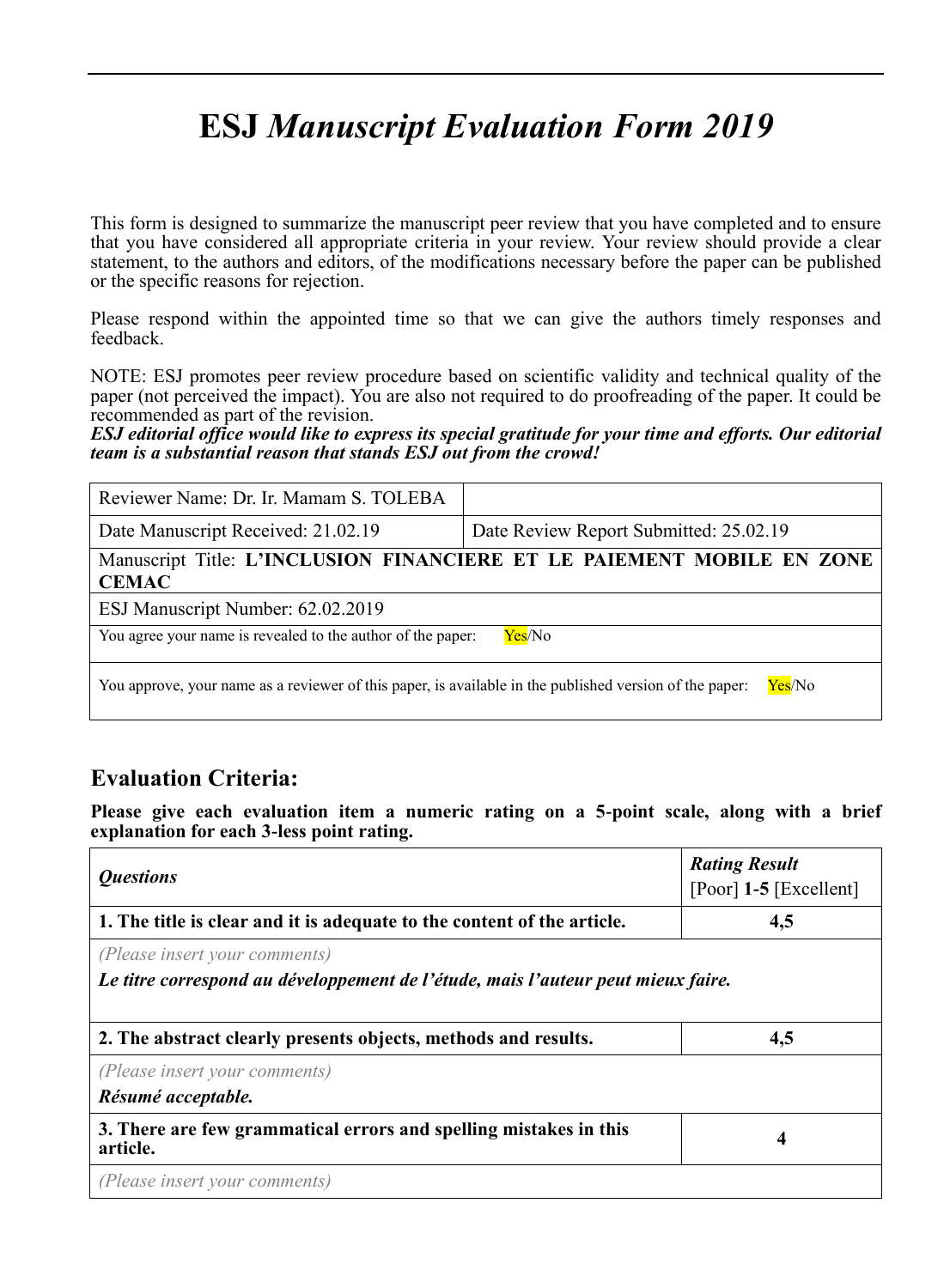# ESJ *Manuscript Evaluation Form 2019*

This form is designed to summarize the manuscript peer review that you have completed and to ensure that you have considered all appropriate criteria in your review. Your review should provide a clear statement, to the authors and editors, of the modifications necessary before the paper can be published or the specific reasons for rejection.

Please respond within the appointed time so that we can give the authors timely responses and feedback.

NOTE: ESJ promotes peer review procedure based on scientific validity and technical quality of the paper (not perceived the impact). You are also not required to do proofreading of the paper. It could be recommended as part of the revision.

***ESJ editorial office would like to express its special gratitude for your time and efforts. Our editorial team is a substantial reason that stands ESJ out from the crowd!***

| Reviewer Name: Dr. Ir. Mamam S. TOLEBA | |
|---|---|
| Date Manuscript Received: 21.02.19 | Date Review Report Submitted: 25.02.19 |
| Manuscript Title: **L'INCLUSION FINANCIERE ET LE PAIEMENT MOBILE EN ZONE CEMAC** | |
| ESJ Manuscript Number: 62.02.2019 | |
| You agree your name is revealed to the author of the paper: Yes/No | |
| You approve, your name as a reviewer of this paper, is available in the published version of the paper: Yes/No | |

## Evaluation Criteria:

**Please give each evaluation item a numeric rating on a 5-point scale, along with a brief explanation for each 3-less point rating.**

| *Questions* | *Rating Result* [Poor] **1-5** [Excellent] |
|---|---|
| **1. The title is clear and it is adequate to the content of the article.** | **4,5** |
| *(Please insert your comments)* ***Le titre correspond au développement de l'étude, mais l'auteur peut mieux faire.*** | |
| **2. The abstract clearly presents objects, methods and results.** | **4,5** |
| *(Please insert your comments)* ***Résumé acceptable.*** | |
| **3. There are few grammatical errors and spelling mistakes in this article.** | **4** |
| *(Please insert your comments)* | |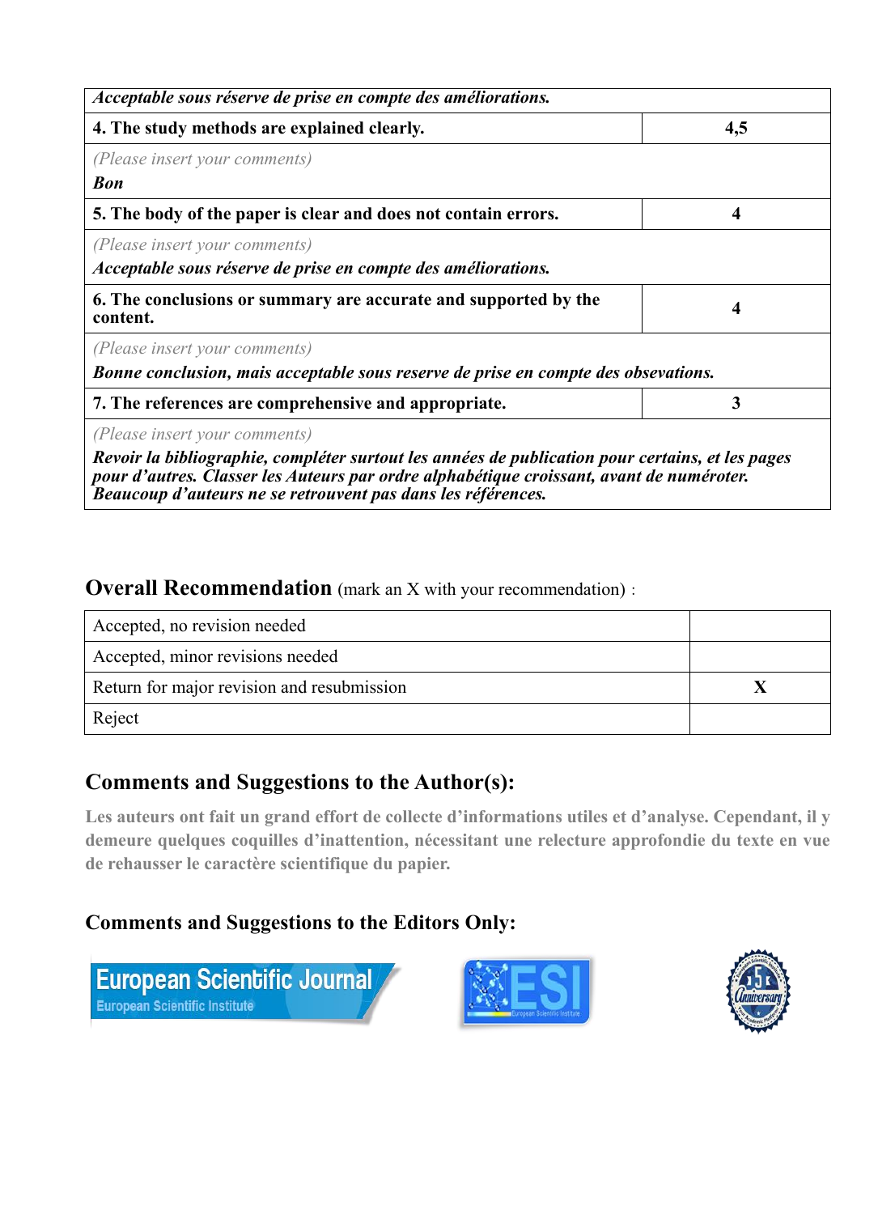| | |
|---|---|
| ***Acceptable sous réserve de prise en compte des améliorations.*** | |
| **4. The study methods are explained clearly.** | **4,5** |
| *(Please insert your comments)* ***Bon*** | |
| **5. The body of the paper is clear and does not contain errors.** | **4** |
| *(Please insert your comments)* ***Acceptable sous réserve de prise en compte des améliorations.*** | |
| **6. The conclusions or summary are accurate and supported by the content.** | **4** |
| *(Please insert your comments)* ***Bonne conclusion, mais acceptable sous reserve de prise en compte des obsevations.*** | |
| **7. The references are comprehensive and appropriate.** | **3** |
| *(Please insert your comments)* ***Revoir la bibliographie, compléter surtout les années de publication pour certains, et les pages pour d'autres. Classer les Auteurs par ordre alphabétique croissant, avant de numéroter. Beaucoup d'auteurs ne se retrouvent pas dans les références.*** | |

## **Overall Recommendation** (mark an X with your recommendation) :

| | |
|---|---|
| Accepted, no revision needed | |
| Accepted, minor revisions needed | |
| Return for major revision and resubmission | **X** |
| Reject | |

## Comments and Suggestions to the Author(s):

**Les auteurs ont fait un grand effort de collecte d'informations utiles et d'analyse. Cependant, il y demeure quelques coquilles d'inattention, nécessitant une relecture approfondie du texte en vue de rehausser le caractère scientifique du papier.**

## Comments and Suggestions to the Editors Only: